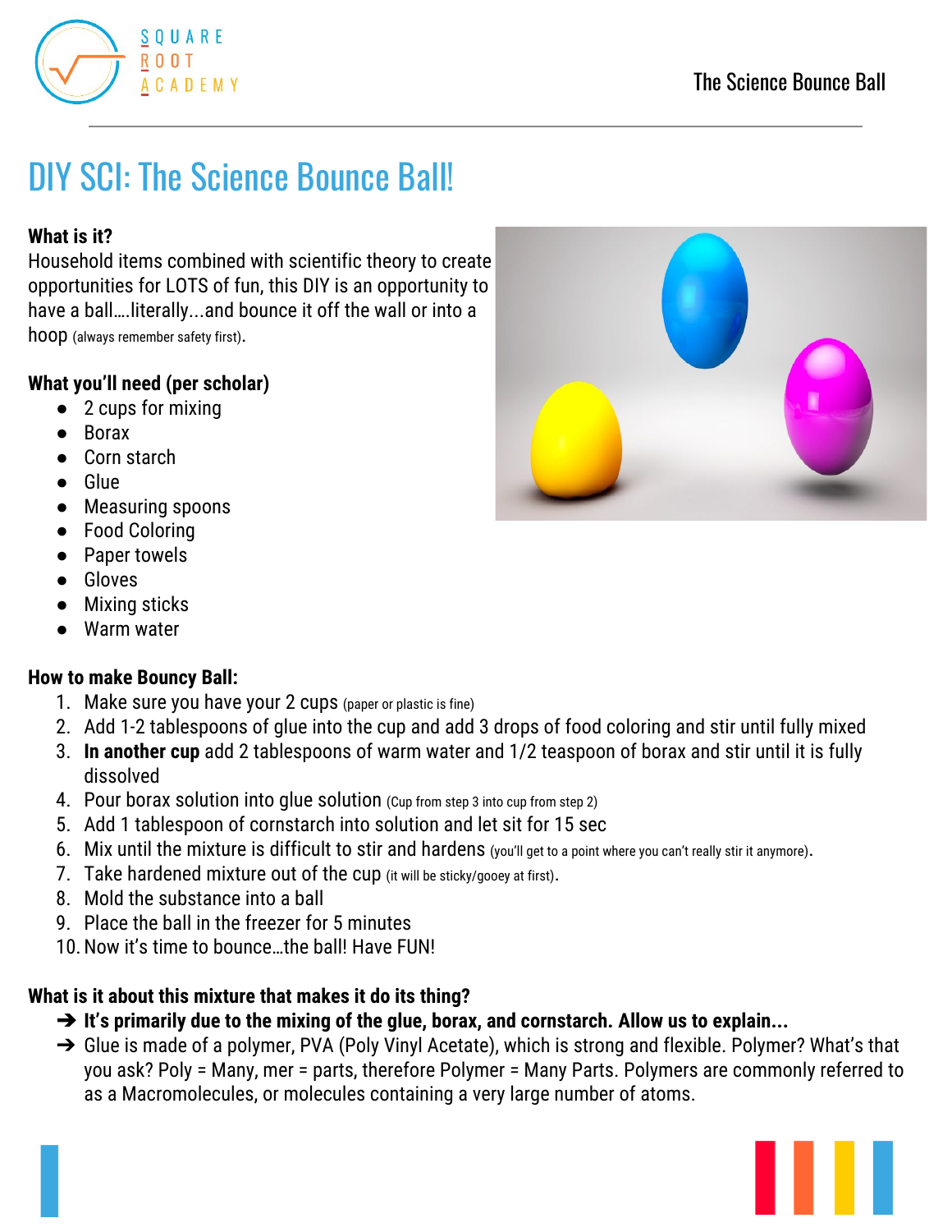# DIY SCI: The Science Bounce Ball!

**What is it?**

Household items combined with scientific theory to create opportunities for LOTS of fun, this DIY is an opportunity to have a ball….literally...and bounce it off the wall or into a hoop (always remember safety first).

**What you'll need (per scholar)**

- 2 cups for mixing
- Borax
- Corn starch
- Glue
- Measuring spoons
- Food Coloring
- Paper towels
- Gloves
- Mixing sticks
- Warm water

**How to make Bouncy Ball:**

1. Make sure you have your 2 cups (paper or plastic is fine)
2. Add 1-2 tablespoons of glue into the cup and add 3 drops of food coloring and stir until fully mixed
3. **In another cup** add 2 tablespoons of warm water and 1/2 teaspoon of borax and stir until it is fully dissolved
4. Pour borax solution into glue solution (Cup from step 3 into cup from step 2)
5. Add 1 tablespoon of cornstarch into solution and let sit for 15 sec
6. Mix until the mixture is difficult to stir and hardens (you'll get to a point where you can't really stir it anymore).
7. Take hardened mixture out of the cup (it will be sticky/gooey at first).
8. Mold the substance into a ball
9. Place the ball in the freezer for 5 minutes
10. Now it's time to bounce…the ball! Have FUN!

**What is it about this mixture that makes it do its thing?**

- ➔ **It's primarily due to the mixing of the glue, borax, and cornstarch. Allow us to explain...**
- ➔ Glue is made of a polymer, PVA (Poly Vinyl Acetate), which is strong and flexible. Polymer? What's that you ask? Poly = Many, mer = parts, therefore Polymer = Many Parts. Polymers are commonly referred to as a Macromolecules, or molecules containing a very large number of atoms.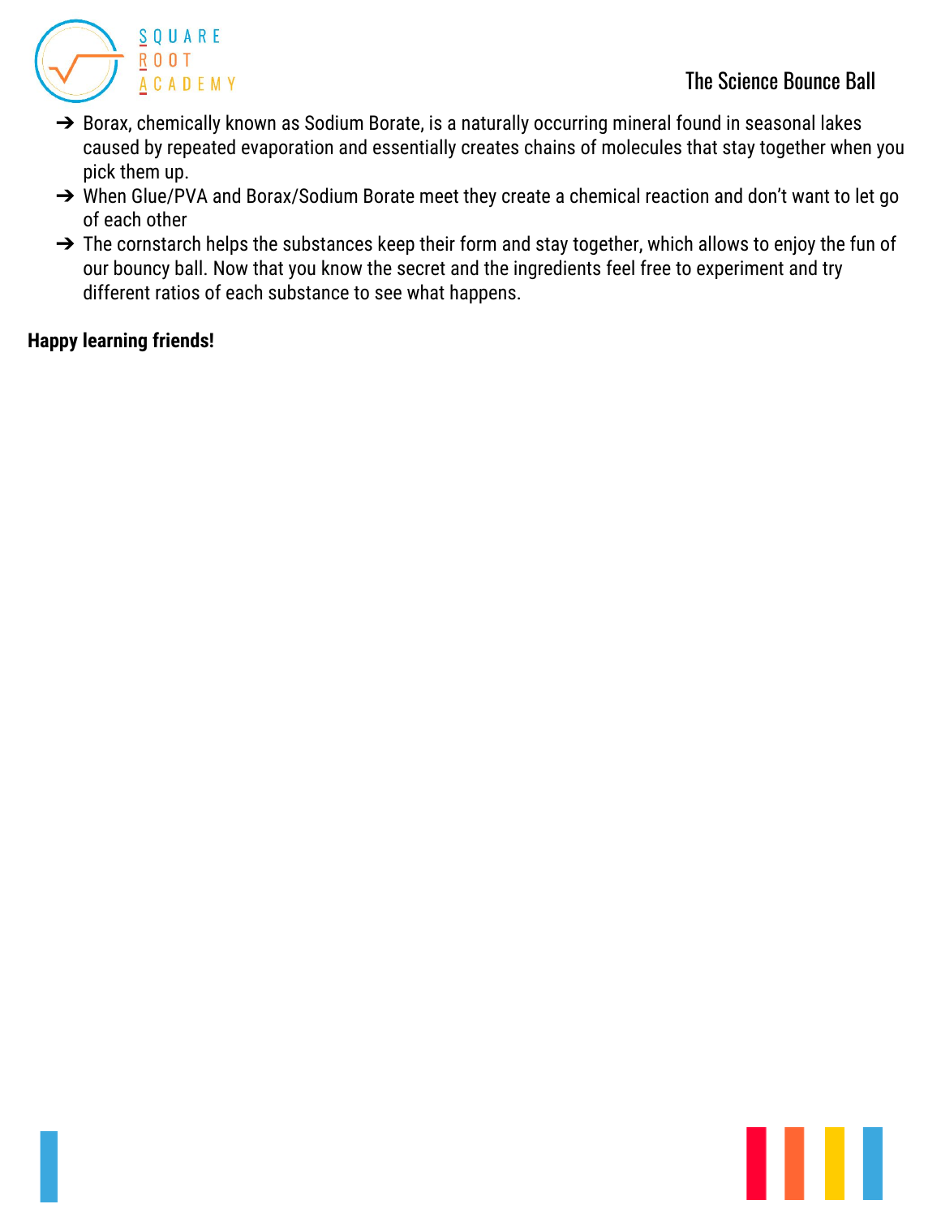- Borax, chemically known as Sodium Borate, is a naturally occurring mineral found in seasonal lakes caused by repeated evaporation and essentially creates chains of molecules that stay together when you pick them up.
- When Glue/PVA and Borax/Sodium Borate meet they create a chemical reaction and don't want to let go of each other
- The cornstarch helps the substances keep their form and stay together, which allows to enjoy the fun of our bouncy ball. Now that you know the secret and the ingredients feel free to experiment and try different ratios of each substance to see what happens.

**Happy learning friends!**